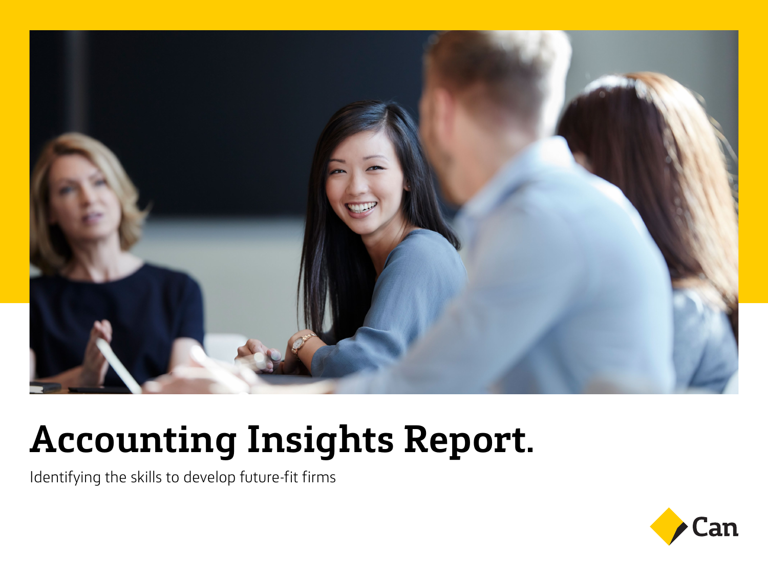# Accounting Insights Report.

Identifying the skills to develop future-fit firms

Can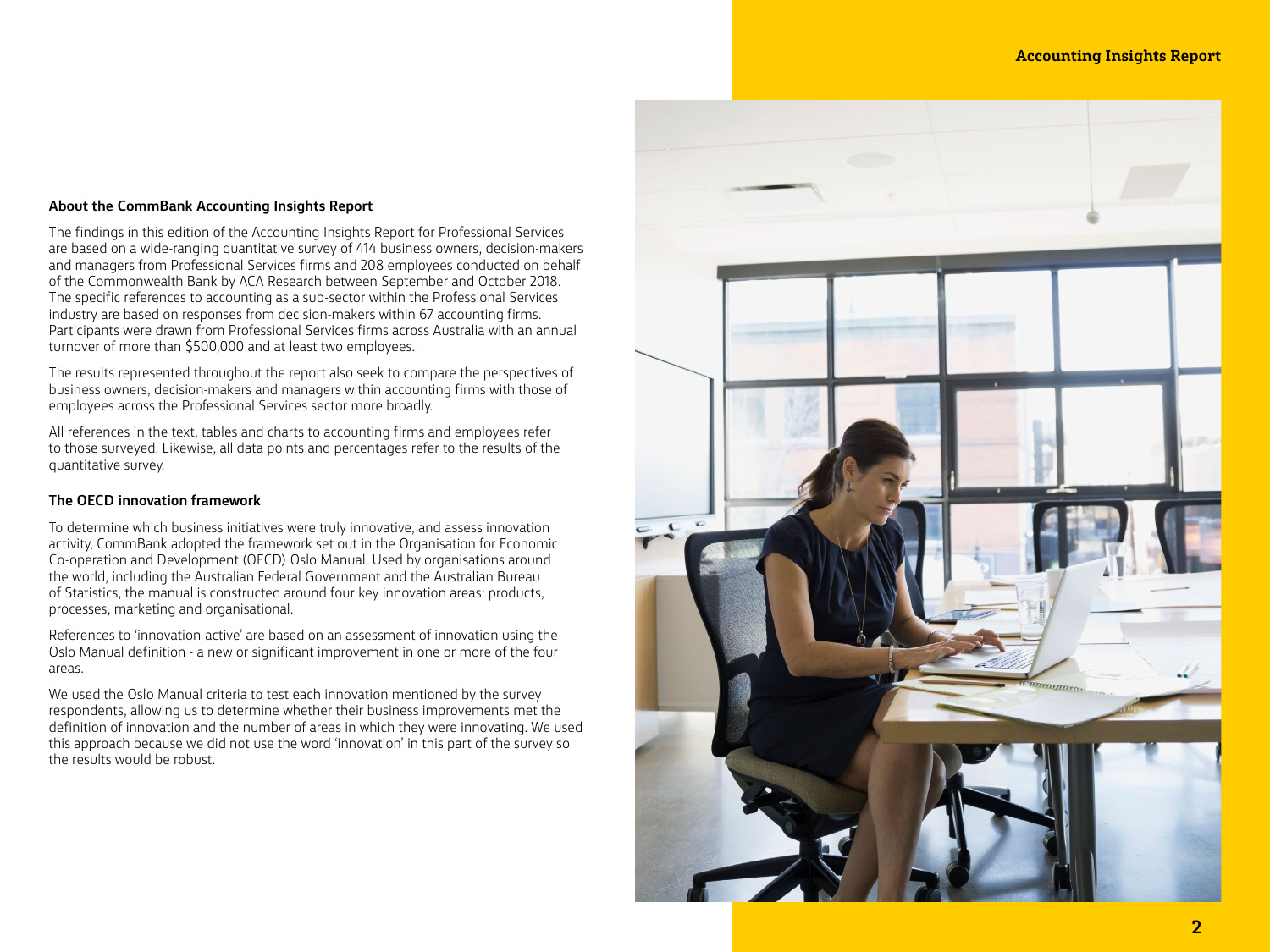### About the CommBank Accounting Insights Report

The findings in this edition of the Accounting Insights Report for Professional Services are based on a wide-ranging quantitative survey of 414 business owners, decision-makers and managers from Professional Services firms and 208 employees conducted on behalf of the Commonwealth Bank by ACA Research between September and October 2018. The specific references to accounting as a sub-sector within the Professional Services industry are based on responses from decision-makers within 67 accounting firms. Participants were drawn from Professional Services firms across Australia with an annual turnover of more than $500,000 and at least two employees.

The results represented throughout the report also seek to compare the perspectives of business owners, decision-makers and managers within accounting firms with those of employees across the Professional Services sector more broadly.

All references in the text, tables and charts to accounting firms and employees refer to those surveyed. Likewise, all data points and percentages refer to the results of the quantitative survey.

### The OECD innovation framework

To determine which business initiatives were truly innovative, and assess innovation activity, CommBank adopted the framework set out in the Organisation for Economic Co-operation and Development (OECD) Oslo Manual. Used by organisations around the world, including the Australian Federal Government and the Australian Bureau of Statistics, the manual is constructed around four key innovation areas: products, processes, marketing and organisational.

References to 'innovation-active' are based on an assessment of innovation using the Oslo Manual definition - a new or significant improvement in one or more of the four areas.

We used the Oslo Manual criteria to test each innovation mentioned by the survey respondents, allowing us to determine whether their business improvements met the definition of innovation and the number of areas in which they were innovating. We used this approach because we did not use the word 'innovation' in this part of the survey so the results would be robust.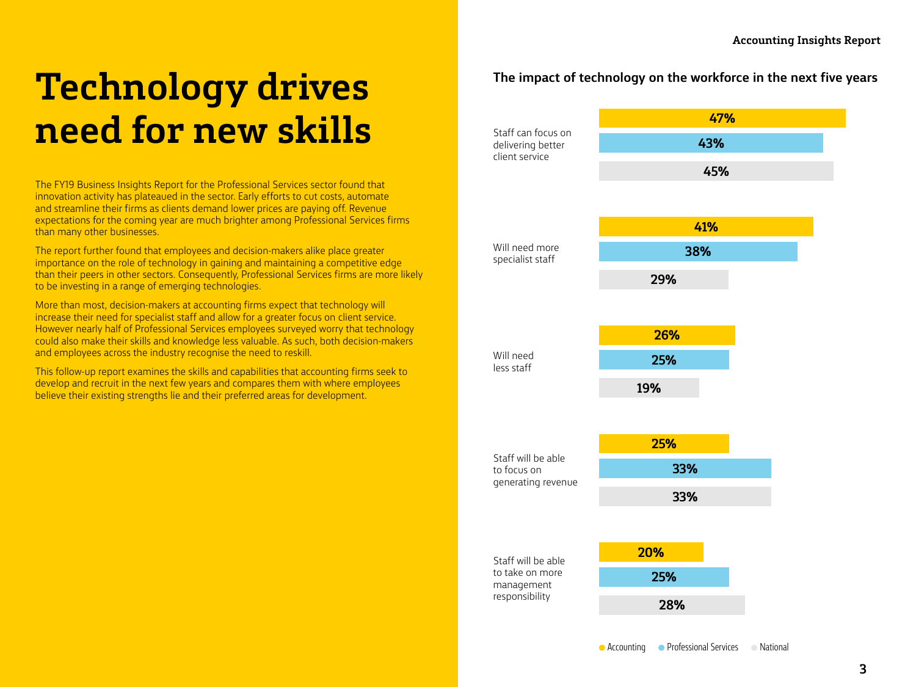# Technology drives need for new skills

The FY19 Business Insights Report for the Professional Services sector found that innovation activity has plateaued in the sector. Early efforts to cut costs, automate and streamline their firms as clients demand lower prices are paying off. Revenue expectations for the coming year are much brighter among Professional Services firms than many other businesses.

The report further found that employees and decision-makers alike place greater importance on the role of technology in gaining and maintaining a competitive edge than their peers in other sectors. Consequently, Professional Services firms are more likely to be investing in a range of emerging technologies.

More than most, decision-makers at accounting firms expect that technology will increase their need for specialist staff and allow for a greater focus on client service. However nearly half of Professional Services employees surveyed worry that technology could also make their skills and knowledge less valuable. As such, both decision-makers and employees across the industry recognise the need to reskill.

This follow-up report examines the skills and capabilities that accounting firms seek to develop and recruit in the next few years and compares them with where employees believe their existing strengths lie and their preferred areas for development.

## The impact of technology on the workforce in the next five years

| | Accounting | Professional Services | National |
|---|---|---|---|
| Staff can focus on delivering better client service | 47% | 43% | 45% |
| Will need more specialist staff | 41% | 38% | 29% |
| Will need less staff | 26% | 25% | 19% |
| Staff will be able to focus on generating revenue | 25% | 33% | 33% |
| Staff will be able to take on more management responsibility | 20% | 25% | 28% |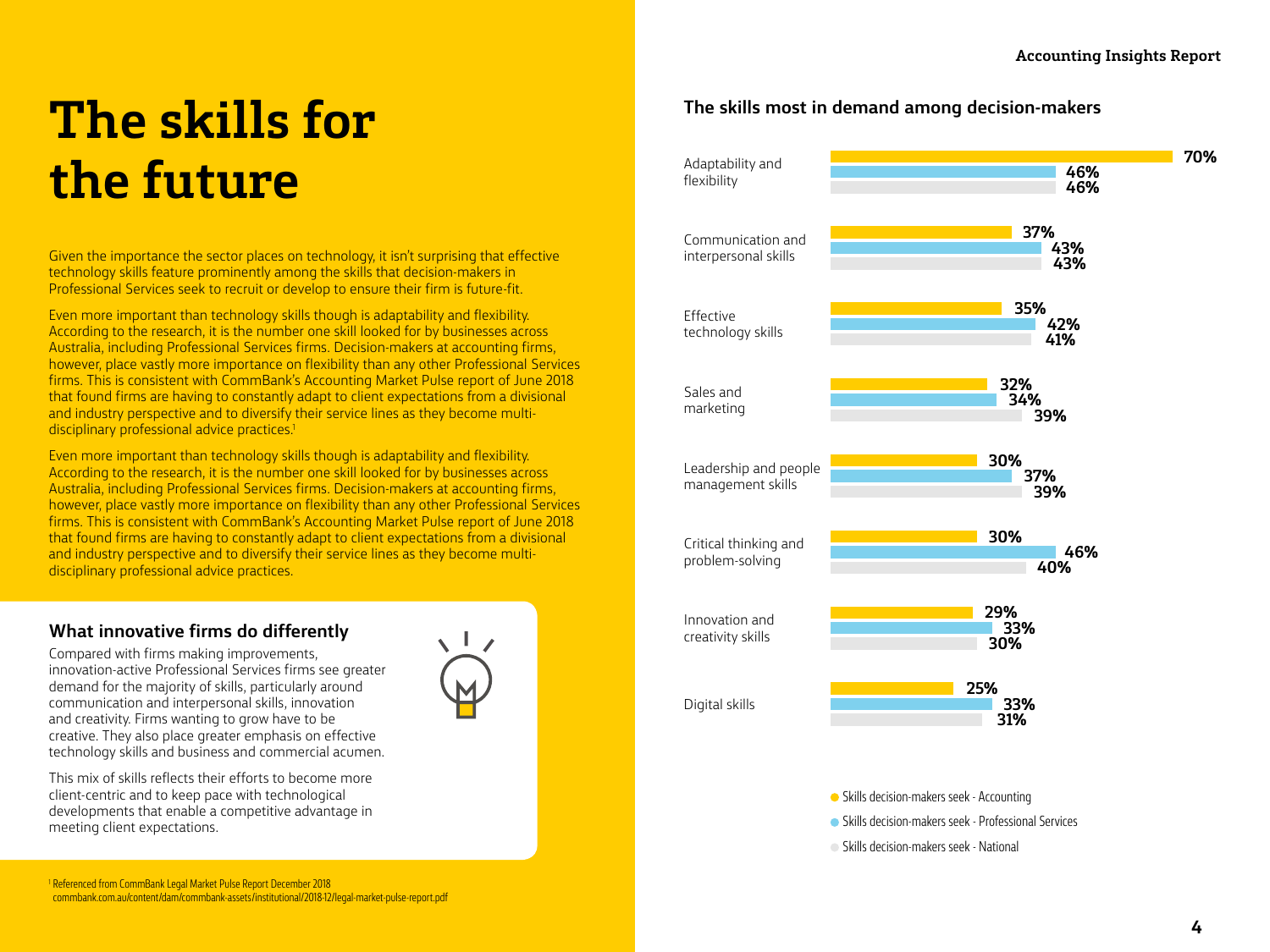# The skills for the future

Given the importance the sector places on technology, it isn't surprising that effective technology skills feature prominently among the skills that decision-makers in Professional Services seek to recruit or develop to ensure that their firm is future-fit.

Even more important than technology skills though is adaptability and flexibility. According to the research, it is the number one skill looked for by businesses across Australia, including Professional Services firms. Decision-makers at accounting firms, however, place vastly more importance on flexibility than any other Professional Services firms. This is consistent with CommBank's Accounting Market Pulse report of June 2018 that found firms are having to constantly adapt to client expectations from a divisional and industry perspective and to diversify their service lines as they become multi-disciplinary professional advice practices.[1]

Even more important than technology skills though is adaptability and flexibility. According to the research, it is the number one skill looked for by businesses across Australia, including Professional Services firms. Decision-makers at accounting firms, however, place vastly more importance on flexibility than any other Professional Services firms. This is consistent with CommBank's Accounting Market Pulse report of June 2018 that found firms are having to constantly adapt to client expectations from a divisional and industry perspective and to diversify their service lines as they become multi-disciplinary professional advice practices.

## What innovative firms do differently

Compared with firms making improvements, innovation-active Professional Services firms see greater demand for the majority of skills, particularly around communication and interpersonal skills, innovation and creativity. Firms wanting to grow have to be creative. They also place greater emphasis on effective technology skills and business and commercial acumen.

This mix of skills reflects their efforts to become more client-centric and to keep pace with technological developments that enable a competitive advantage in meeting client expectations.

### The skills most in demand among decision-makers

| Skill | Skills decision-makers seek - Accounting | Skills decision-makers seek - Professional Services | Skills decision-makers seek - National |
|---|---|---|---|
| Adaptability and flexibility | 70% | 46% | 46% |
| Communication and interpersonal skills | 37% | 43% | 43% |
| Effective technology skills | 35% | 42% | 41% |
| Sales and marketing | 32% | 34% | 39% |
| Leadership and people management skills | 30% | 37% | 39% |
| Critical thinking and problem-solving | 30% | 46% | 40% |
| Innovation and creativity skills | 29% | 33% | 30% |
| Digital skills | 25% | 33% | 31% |

[1] Referenced from CommBank Legal Market Pulse Report December 2018 commbank.com.au/content/dam/commbank-assets/institutional/2018-12/legal-market-pulse-report.pdf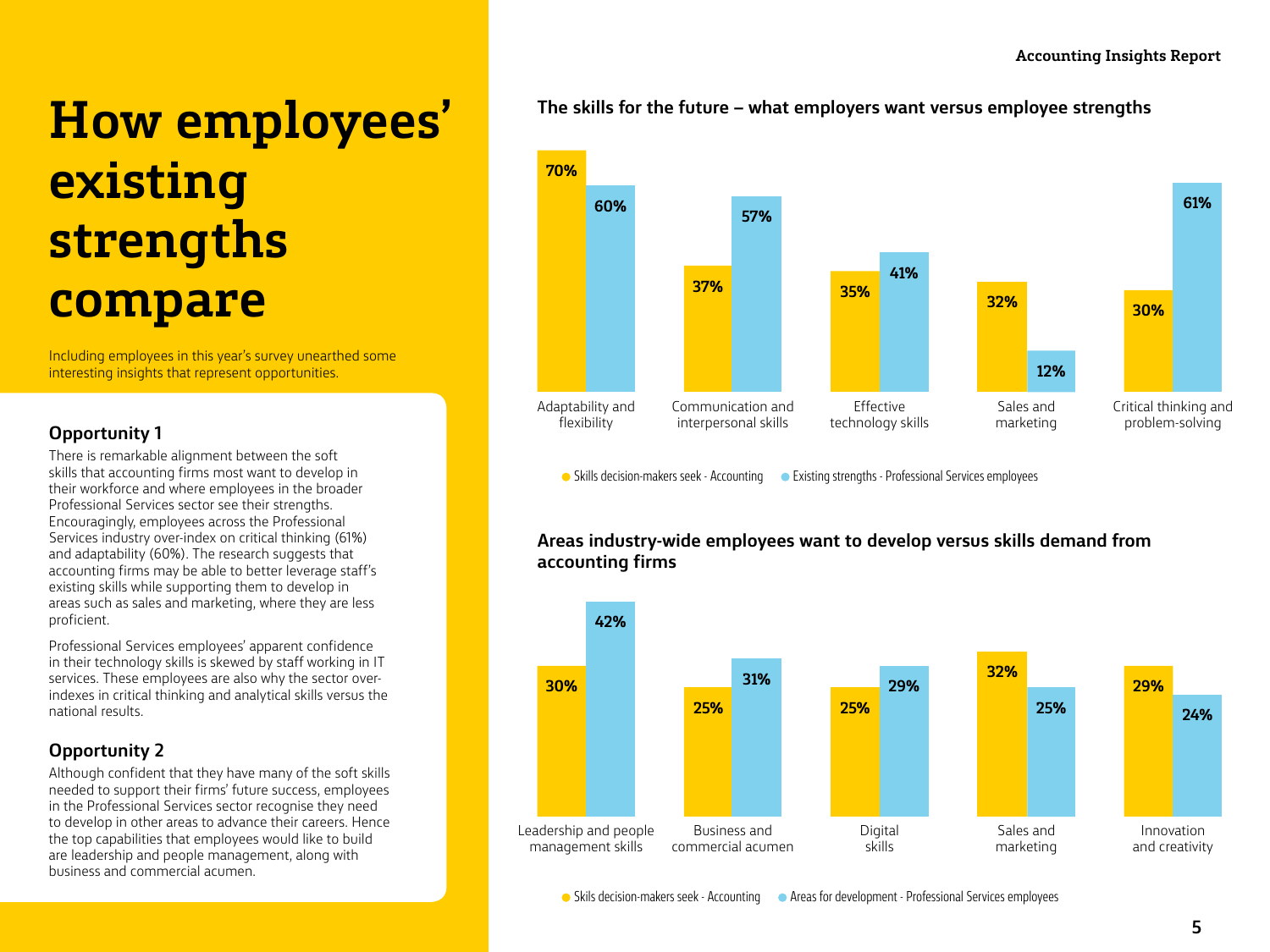# How employees' existing strengths compare

Including employees in this year's survey unearthed some interesting insights that represent opportunities.

### Opportunity 1

There is remarkable alignment between the soft skills that accounting firms most want to develop in their workforce and where employees in the broader Professional Services sector see their strengths. Encouragingly, employees across the Professional Services industry over-index on critical thinking (61%) and adaptability (60%). The research suggests that accounting firms may be able to better leverage staff's existing skills while supporting them to develop in areas such as sales and marketing, where they are less proficient.

Professional Services employees' apparent confidence in their technology skills is skewed by staff working in IT services. These employees are also why the sector over-indexes in critical thinking and analytical skills versus the national results.

### Opportunity 2

Although confident that they have many of the soft skills needed to support their firms' future success, employees in the Professional Services sector recognise they need to develop in other areas to advance their careers. Hence the top capabilities that employees would like to build are leadership and people management, along with business and commercial acumen.

**The skills for the future – what employers want versus employee strengths**

| Skill | Skills decision-makers seek - Accounting | Existing strengths - Professional Services employees |
|---|---|---|
| Adaptability and flexibility | 70% | 60% |
| Communication and interpersonal skills | 37% | 57% |
| Effective technology skills | 35% | 41% |
| Sales and marketing | 32% | 12% |
| Critical thinking and problem-solving | 30% | 61% |

**Areas industry-wide employees want to develop versus skills demand from accounting firms**

| Skill | Skils decision-makers seek - Accounting | Areas for development - Professional Services employees |
|---|---|---|
| Leadership and people management skills | 30% | 42% |
| Business and commercial acumen | 25% | 31% |
| Digital skills | 25% | 29% |
| Sales and marketing | 32% | 25% |
| Innovation and creativity | 29% | 24% |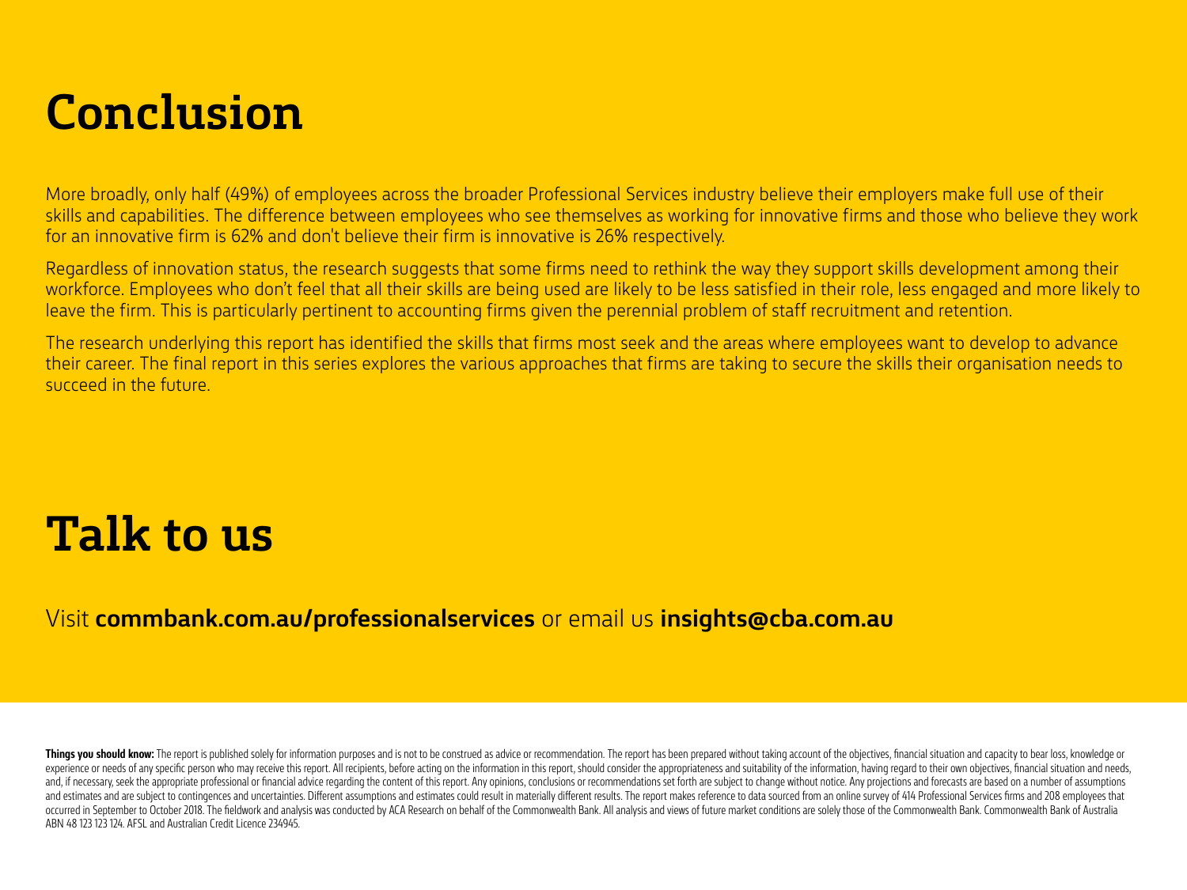# Conclusion

More broadly, only half (49%) of employees across the broader Professional Services industry believe their employers make full use of their skills and capabilities. The difference between employees who see themselves as working for innovative firms and those who believe they work for an innovative firm is 62% and don't believe their firm is innovative is 26% respectively.

Regardless of innovation status, the research suggests that some firms need to rethink the way they support skills development among their workforce. Employees who don't feel that all their skills are being used are likely to be less satisfied in their role, less engaged and more likely to leave the firm. This is particularly pertinent to accounting firms given the perennial problem of staff recruitment and retention.

The research underlying this report has identified the skills that firms most seek and the areas where employees want to develop to advance their career. The final report in this series explores the various approaches that firms are taking to secure the skills their organisation needs to succeed in the future.

# Talk to us

Visit **commbank.com.au/professionalservices** or email us **insights@cba.com.au**

**Things you should know:** The report is published solely for information purposes and is not to be construed as advice or recommendation. The report has been prepared without taking account of the objectives, financial situation and capacity to bear loss, knowledge or experience or needs of any specific person who may receive this report. All recipients, before acting on the information in this report, should consider the appropriateness and suitability of the information, having regard to their own objectives, financial situation and needs, and, if necessary, seek the appropriate professional or financial advice regarding the content of this report. Any opinions, conclusions or recommendations set forth are subject to change without notice. Any projections and forecasts are based on a number of assumptions and estimates and are subject to contingences and uncertainties. Different assumptions and estimates could result in materially different results. The report makes reference to data sourced from an online survey of 414 Professional Services firms and 208 employees that occurred in September to October 2018. The fieldwork and analysis was conducted by ACA Research on behalf of the Commonwealth Bank. All analysis and views of future market conditions are solely those of the Commonwealth Bank. Commonwealth Bank of Australia ABN 48 123 123 124. AFSL and Australian Credit Licence 234945.